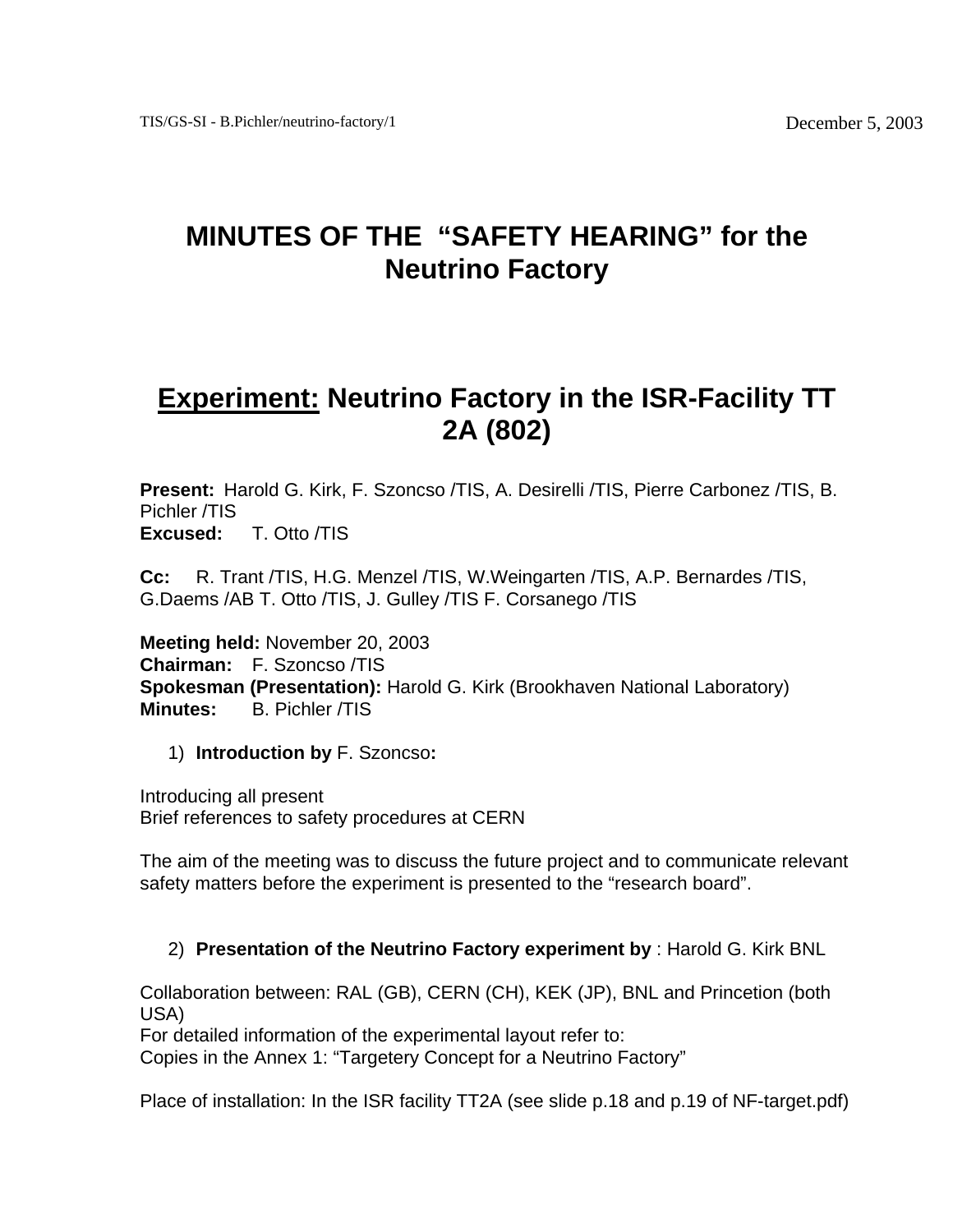TIS/GS-SI - B.Pichler/neutrino-factory/1

December 5, 2003

# MINUTES OF THE "SAFETY HEARING" for the Neutrino Factory

## Experiment: Neutrino Factory in the ISR-Facility TT 2A (802)

**Present:** Harold G. Kirk, F. Szoncso /TIS, A. Desirelli /TIS, Pierre Carbonez /TIS, B. Pichler /TIS
**Excused:** T. Otto /TIS

**Cc:** R. Trant /TIS, H.G. Menzel /TIS, W.Weingarten /TIS, A.P. Bernardes /TIS, G.Daems /AB T. Otto /TIS, J. Gulley /TIS F. Corsanego /TIS

**Meeting held:** November 20, 2003
**Chairman:** F. Szoncso /TIS
**Spokesman (Presentation):** Harold G. Kirk (Brookhaven National Laboratory)
**Minutes:** B. Pichler /TIS

1) **Introduction by** F. Szoncso**:**

Introducing all present
Brief references to safety procedures at CERN

The aim of the meeting was to discuss the future project and to communicate relevant safety matters before the experiment is presented to the "research board".

2) **Presentation of the Neutrino Factory experiment by** : Harold G. Kirk BNL

Collaboration between: RAL (GB), CERN (CH), KEK (JP), BNL and Princetion (both USA)
For detailed information of the experimental layout refer to:
Copies in the Annex 1: "Targetery Concept for a Neutrino Factory"

Place of installation: In the ISR facility TT2A (see slide p.18 and p.19 of NF-target.pdf)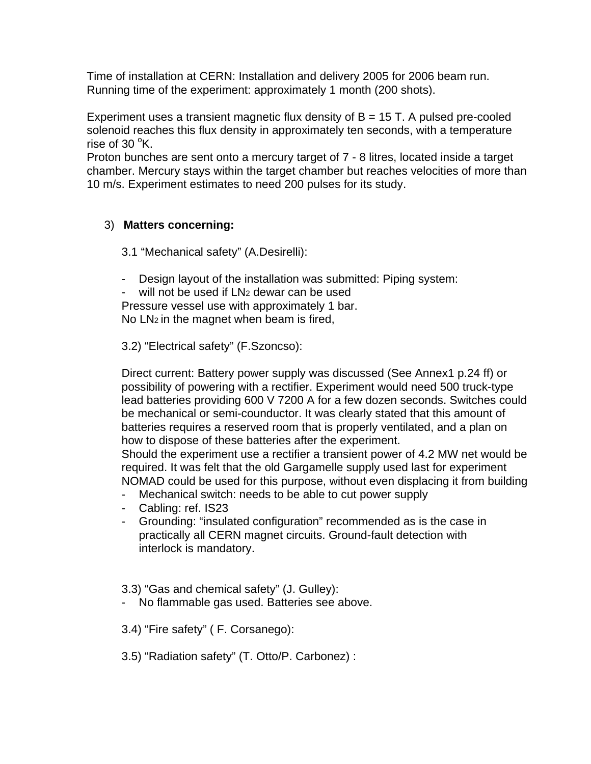Time of installation at CERN: Installation and delivery 2005 for 2006 beam run.
Running time of the experiment: approximately 1 month (200 shots).

Experiment uses a transient magnetic flux density of B = 15 T. A pulsed pre-cooled solenoid reaches this flux density in approximately ten seconds, with a temperature rise of 30 $^{o}$K.
Proton bunches are sent onto a mercury target of 7 - 8 litres, located inside a target chamber. Mercury stays within the target chamber but reaches velocities of more than 10 m/s. Experiment estimates to need 200 pulses for its study.

3) **Matters concerning:**

3.1 “Mechanical safety” (A.Desirelli):

- Design layout of the installation was submitted: Piping system:
- will not be used if $LN_2$ dewar can be used

Pressure vessel use with approximately 1 bar.
No $LN_2$ in the magnet when beam is fired,

3.2) “Electrical safety” (F.Szoncso):

Direct current: Battery power supply was discussed (See Annex1 p.24 ff) or possibility of powering with a rectifier. Experiment would need 500 truck-type lead batteries providing 600 V 7200 A for a few dozen seconds. Switches could be mechanical or semi-counductor. It was clearly stated that this amount of batteries requires a reserved room that is properly ventilated, and a plan on how to dispose of these batteries after the experiment.
Should the experiment use a rectifier a transient power of 4.2 MW net would be required. It was felt that the old Gargamelle supply used last for experiment NOMAD could be used for this purpose, without even displacing it from building

- Mechanical switch: needs to be able to cut power supply
- Cabling: ref. IS23
- Grounding: “insulated configuration” recommended as is the case in practically all CERN magnet circuits. Ground-fault detection with interlock is mandatory.

3.3) “Gas and chemical safety” (J. Gulley):

- No flammable gas used. Batteries see above.

3.4) “Fire safety” ( F. Corsanego):

3.5) “Radiation safety” (T. Otto/P. Carbonez) :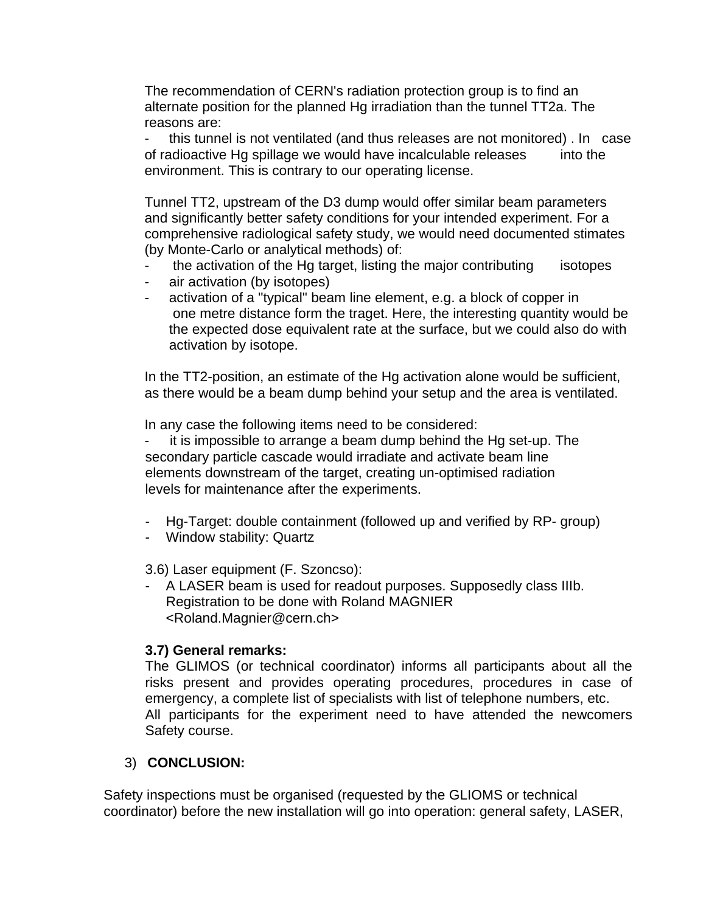The recommendation of CERN's radiation protection group is to find an alternate position for the planned Hg irradiation than the tunnel TT2a. The reasons are:

- this tunnel is not ventilated (and thus releases are not monitored) . In case of radioactive Hg spillage we would have incalculable releases into the environment. This is contrary to our operating license.

Tunnel TT2, upstream of the D3 dump would offer similar beam parameters and significantly better safety conditions for your intended experiment. For a comprehensive radiological safety study, we would need documented stimates (by Monte-Carlo or analytical methods) of:

- the activation of the Hg target, listing the major contributing isotopes
- air activation (by isotopes)
- activation of a "typical" beam line element, e.g. a block of copper in one metre distance form the traget. Here, the interesting quantity would be the expected dose equivalent rate at the surface, but we could also do with activation by isotope.

In the TT2-position, an estimate of the Hg activation alone would be sufficient, as there would be a beam dump behind your setup and the area is ventilated.

In any case the following items need to be considered:

- it is impossible to arrange a beam dump behind the Hg set-up. The secondary particle cascade would irradiate and activate beam line elements downstream of the target, creating un-optimised radiation levels for maintenance after the experiments.

- Hg-Target: double containment (followed up and verified by RP- group)
- Window stability: Quartz

3.6) Laser equipment (F. Szoncso):

- A LASER beam is used for readout purposes. Supposedly class IIIb. Registration to be done with Roland MAGNIER <Roland.Magnier@cern.ch>

**3.7) General remarks:**

The GLIMOS (or technical coordinator) informs all participants about all the risks present and provides operating procedures, procedures in case of emergency, a complete list of specialists with list of telephone numbers, etc.
All participants for the experiment need to have attended the newcomers Safety course.

## 3) **CONCLUSION:**

Safety inspections must be organised (requested by the GLIOMS or technical coordinator) before the new installation will go into operation: general safety, LASER,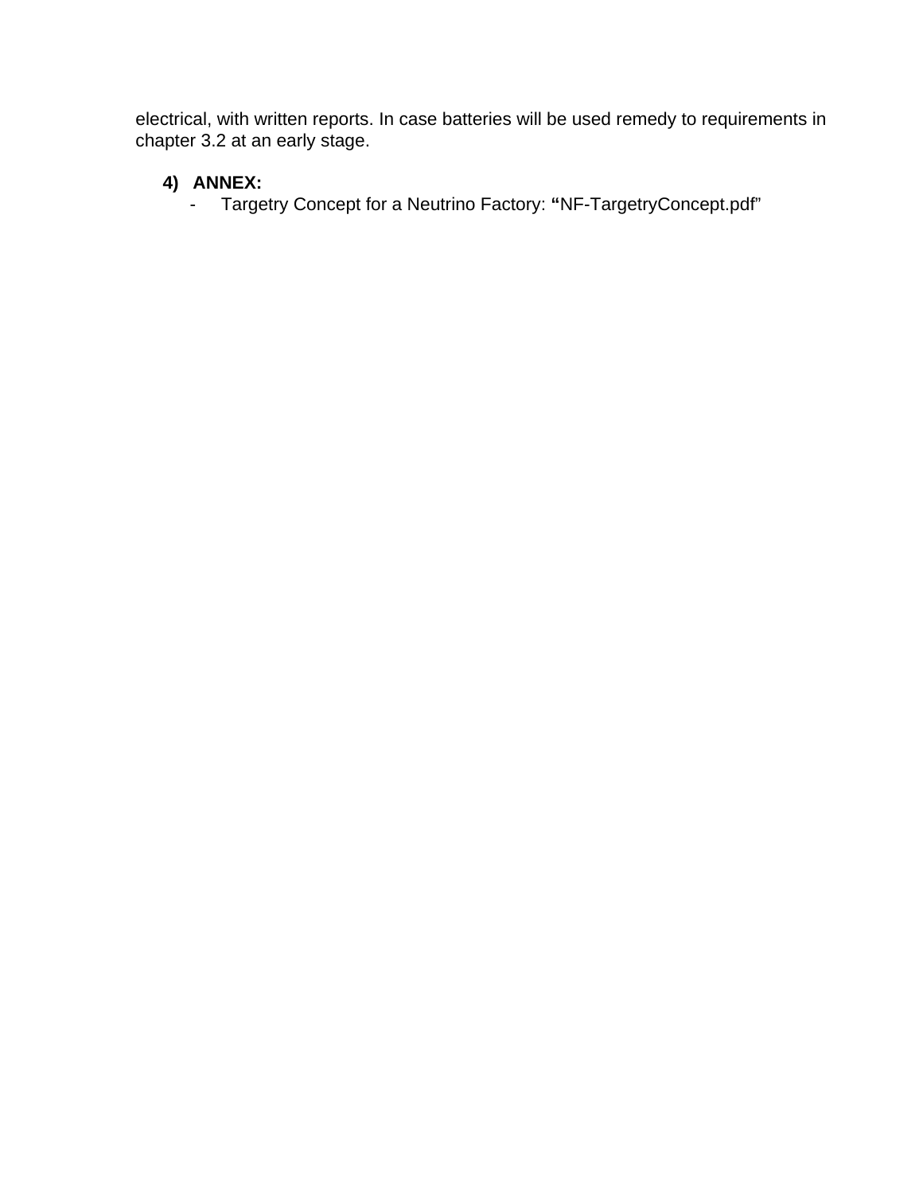electrical, with written reports. In case batteries will be used remedy to requirements in chapter 3.2 at an early stage.

## 4) ANNEX:

- Targetry Concept for a Neutrino Factory: “NF-TargetryConcept.pdf”